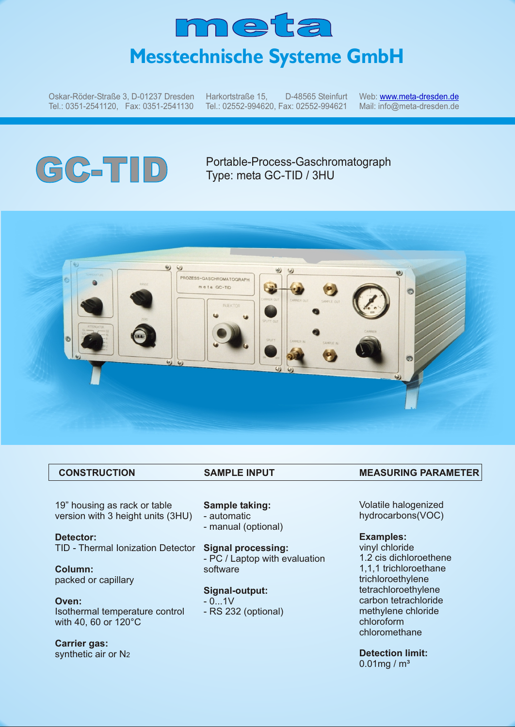# meta

## Messtechnische Systeme GmbH

Oskar-Röder-Straße 3, D-01237 Dresden
Tel.: 0351-2541120, Fax: 0351-2541130

Harkortstraße 15, D-48565 Steinfurt
Tel.: 02552-994620, Fax: 02552-994621

Web: www.meta-dresden.de
Mail: info@meta-dresden.de

# GC-TID

Portable-Process-Gaschromatograph
Type: meta GC-TID / 3HU

## CONSTRUCTION

19” housing as rack or table version with 3 height units (3HU)

**Detector:**
TID - Thermal Ionization Detector

**Column:**
packed or capillary

**Oven:**
Isothermal temperature control with 40, 60 or 120°C

**Carrier gas:**
synthetic air or $N_2$

## SAMPLE INPUT

**Sample taking:**
- automatic
- manual (optional)

**Signal processing:**
- PC / Laptop with evaluation software

**Signal-output:**
- 0...1V
- RS 232 (optional)

## MEASURING PARAMETER

Volatile halogenized hydrocarbons(VOC)

**Examples:**
vinyl chloride
1.2 cis dichloroethene
1,1,1 trichloroethane
trichloroethylene
tetrachloroethylene
carbon tetrachloride
methylene chloride
chloroform
chloromethane

**Detection limit:**
0.01mg / m³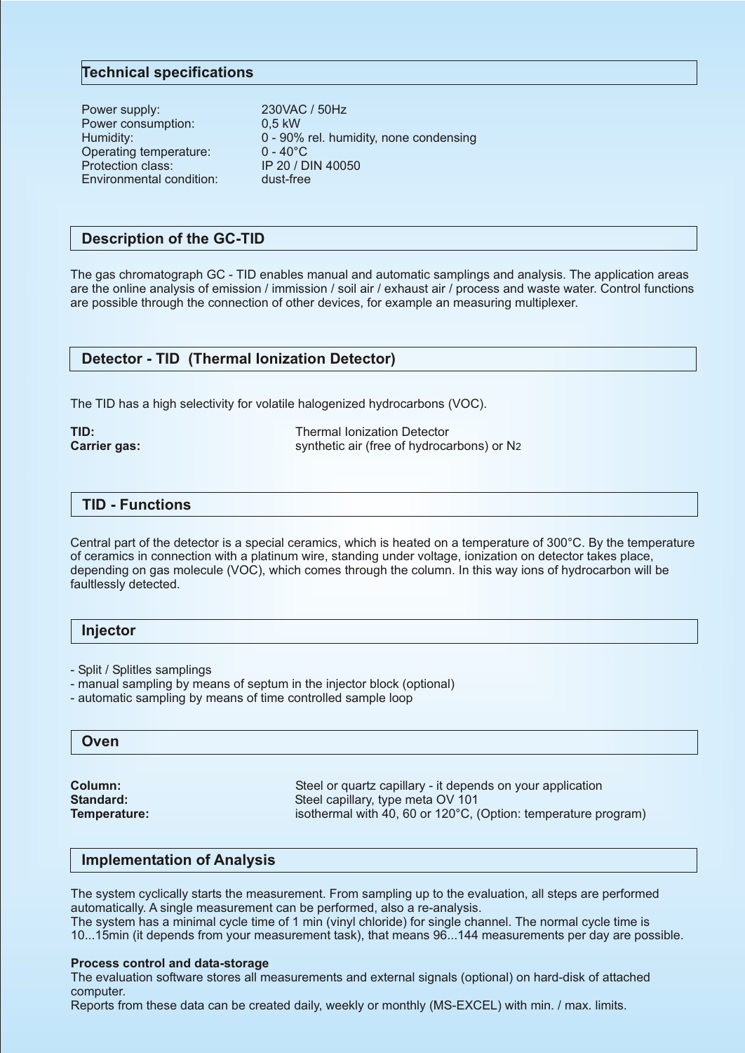## Technical specifications

| | |
|---|---|
| Power supply: | 230VAC / 50Hz |
| Power consumption: | 0,5 kW |
| Humidity: | 0 - 90% rel. humidity, none condensing |
| Operating temperature: | 0 - 40°C |
| Protection class: | IP 20 / DIN 40050 |
| Environmental condition: | dust-free |

## Description of the GC-TID

The gas chromatograph GC - TID enables manual and automatic samplings and analysis. The application areas are the online analysis of emission / immission / soil air / exhaust air / process and waste water. Control functions are possible through the connection of other devices, for example an measuring multiplexer.

## Detector - TID (Thermal Ionization Detector)

The TID has a high selectivity for volatile halogenized hydrocarbons (VOC).

| | |
|---|---|
| **TID:** | Thermal Ionization Detector |
| **Carrier gas:** | synthetic air (free of hydrocarbons) or $N_2$ |

## TID - Functions

Central part of the detector is a special ceramics, which is heated on a temperature of 300°C. By the temperature of ceramics in connection with a platinum wire, standing under voltage, ionization on detector takes place, depending on gas molecule (VOC), which comes through the column. In this way ions of hydrocarbon will be faultlessly detected.

## Injector

- Split / Splitles samplings
- manual sampling by means of septum in the injector block (optional)
- automatic sampling by means of time controlled sample loop

## Oven

| | |
|---|---|
| **Column:** | Steel or quartz capillary - it depends on your application |
| **Standard:** | Steel capillary, type meta OV 101 |
| **Temperature:** | isothermal with 40, 60 or 120°C, (Option: temperature program) |

## Implementation of Analysis

The system cyclically starts the measurement. From sampling up to the evaluation, all steps are performed automatically. A single measurement can be performed, also a re-analysis.
The system has a minimal cycle time of 1 min (vinyl chloride) for single channel. The normal cycle time is 10...15min (it depends from your measurement task), that means 96...144 measurements per day are possible.

**Process control and data-storage**
The evaluation software stores all measurements and external signals (optional) on hard-disk of attached computer.
Reports from these data can be created daily, weekly or monthly (MS-EXCEL) with min. / max. limits.